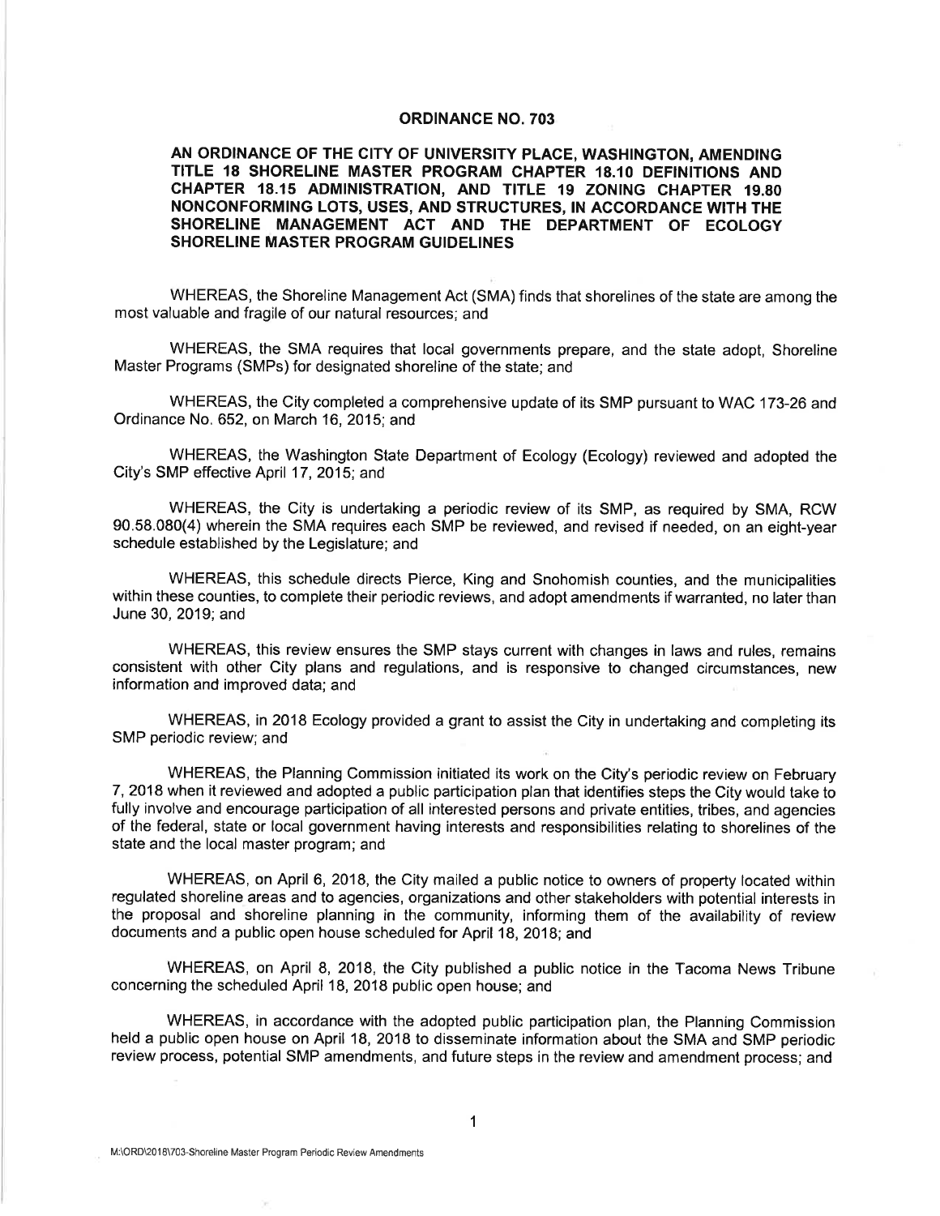# ORDINANCE NO. 703

**AN ORDINANCE OF THE CITY OF UNIVERSITY PLACE, WASHINGTON, AMENDING TITLE 18 SHORELINE MASTER PROGRAM CHAPTER 18.10 DEFINITIONS AND CHAPTER 18.15 ADMINISTRATION, AND TITLE 19 ZONING CHAPTER 19.80 NONCONFORMING LOTS, USES, AND STRUCTURES, IN ACCORDANCE WITH THE SHORELINE MANAGEMENT ACT AND THE DEPARTMENT OF ECOLOGY SHORELINE MASTER PROGRAM GUIDELINES**

WHEREAS, the Shoreline Management Act (SMA) finds that shorelines of the state are among the most valuable and fragile of our natural resources; and

WHEREAS, the SMA requires that local governments prepare, and the state adopt, Shoreline Master Programs (SMPs) for designated shoreline of the state; and

WHEREAS, the City completed a comprehensive update of its SMP pursuant to WAC 173-26 and Ordinance No. 652, on March 16, 2015; and

WHEREAS, the Washington State Department of Ecology (Ecology) reviewed and adopted the City's SMP effective April 17, 2015; and

WHEREAS, the City is undertaking a periodic review of its SMP, as required by SMA, RCW 90.58.080(4) wherein the SMA requires each SMP be reviewed, and revised if needed, on an eight-year schedule established by the Legislature; and

WHEREAS, this schedule directs Pierce, King and Snohomish counties, and the municipalities within these counties, to complete their periodic reviews, and adopt amendments if warranted, no later than June 30, 2019; and

WHEREAS, this review ensures the SMP stays current with changes in laws and rules, remains consistent with other City plans and regulations, and is responsive to changed circumstances, new information and improved data; and

WHEREAS, in 2018 Ecology provided a grant to assist the City in undertaking and completing its SMP periodic review; and

WHEREAS, the Planning Commission initiated its work on the City's periodic review on February 7, 2018 when it reviewed and adopted a public participation plan that identifies steps the City would take to fully involve and encourage participation of all interested persons and private entities, tribes, and agencies of the federal, state or local government having interests and responsibilities relating to shorelines of the state and the local master program; and

WHEREAS, on April 6, 2018, the City mailed a public notice to owners of property located within regulated shoreline areas and to agencies, organizations and other stakeholders with potential interests in the proposal and shoreline planning in the community, informing them of the availability of review documents and a public open house scheduled for April 18, 2018; and

WHEREAS, on April 8, 2018, the City published a public notice in the Tacoma News Tribune concerning the scheduled April 18, 2018 public open house; and

WHEREAS, in accordance with the adopted public participation plan, the Planning Commission held a public open house on April 18, 2018 to disseminate information about the SMA and SMP periodic review process, potential SMP amendments, and future steps in the review and amendment process; and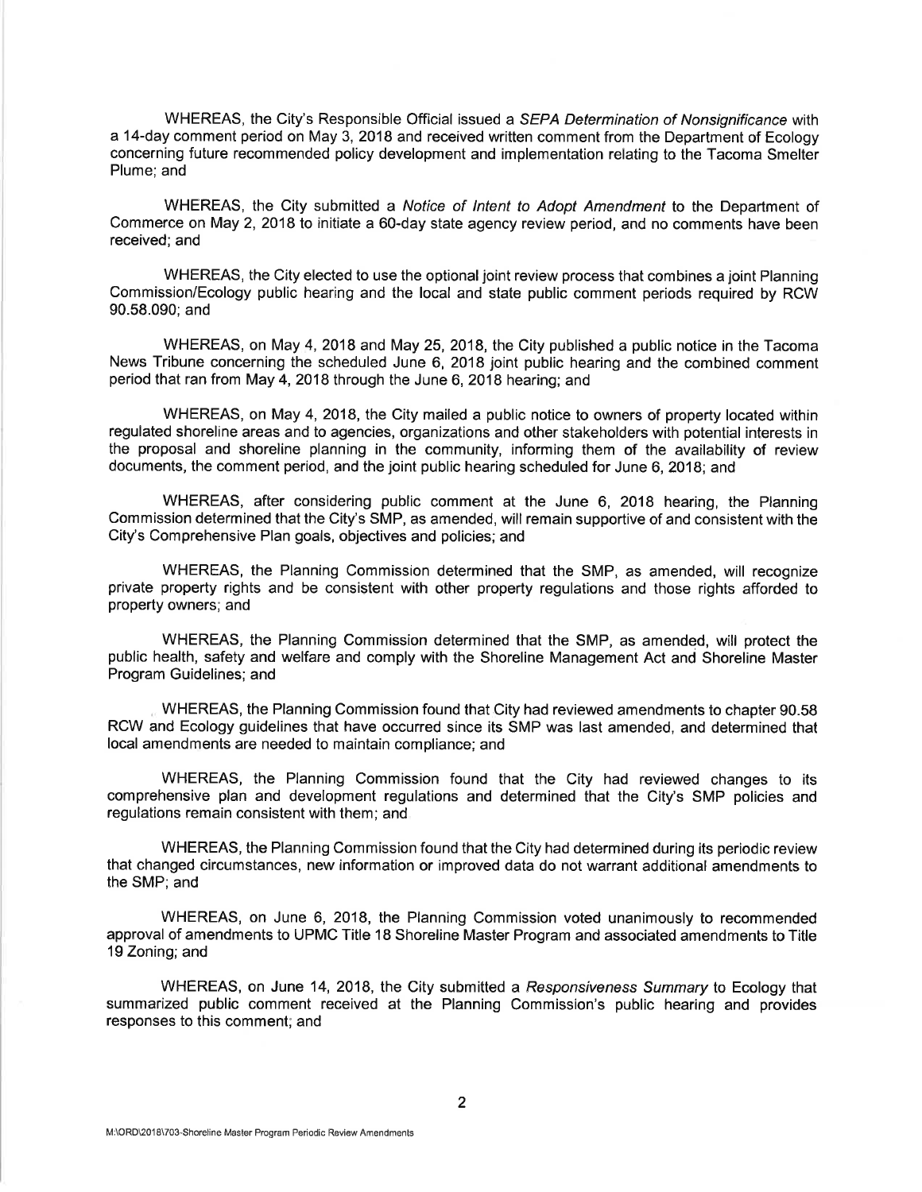WHEREAS, the City's Responsible Official issued a *SEPA Determination of Nonsignificance* with a 14-day comment period on May 3, 2018 and received written comment from the Department of Ecology concerning future recommended policy development and implementation relating to the Tacoma Smelter Plume; and

WHEREAS, the City submitted a *Notice of Intent to Adopt Amendment* to the Department of Commerce on May 2, 2018 to initiate a 60-day state agency review period, and no comments have been received; and

WHEREAS, the City elected to use the optional joint review process that combines a joint Planning Commission/Ecology public hearing and the local and state public comment periods required by RCW 90.58.090; and

WHEREAS, on May 4, 2018 and May 25, 2018, the City published a public notice in the Tacoma News Tribune concerning the scheduled June 6, 2018 joint public hearing and the combined comment period that ran from May 4, 2018 through the June 6, 2018 hearing; and

WHEREAS, on May 4, 2018, the City mailed a public notice to owners of property located within regulated shoreline areas and to agencies, organizations and other stakeholders with potential interests in the proposal and shoreline planning in the community, informing them of the availability of review documents, the comment period, and the joint public hearing scheduled for June 6, 2018; and

WHEREAS, after considering public comment at the June 6, 2018 hearing, the Planning Commission determined that the City's SMP, as amended, will remain supportive of and consistent with the City's Comprehensive Plan goals, objectives and policies; and

WHEREAS, the Planning Commission determined that the SMP, as amended, will recognize private property rights and be consistent with other property regulations and those rights afforded to property owners; and

WHEREAS, the Planning Commission determined that the SMP, as amended, will protect the public health, safety and welfare and comply with the Shoreline Management Act and Shoreline Master Program Guidelines; and

WHEREAS, the Planning Commission found that City had reviewed amendments to chapter 90.58 RCW and Ecology guidelines that have occurred since its SMP was last amended, and determined that local amendments are needed to maintain compliance; and

WHEREAS, the Planning Commission found that the City had reviewed changes to its comprehensive plan and development regulations and determined that the City's SMP policies and regulations remain consistent with them; and

WHEREAS, the Planning Commission found that the City had determined during its periodic review that changed circumstances, new information or improved data do not warrant additional amendments to the SMP; and

WHEREAS, on June 6, 2018, the Planning Commission voted unanimously to recommended approval of amendments to UPMC Title 18 Shoreline Master Program and associated amendments to Title 19 Zoning; and

WHEREAS, on June 14, 2018, the City submitted a *Responsiveness Summary* to Ecology that summarized public comment received at the Planning Commission's public hearing and provides responses to this comment; and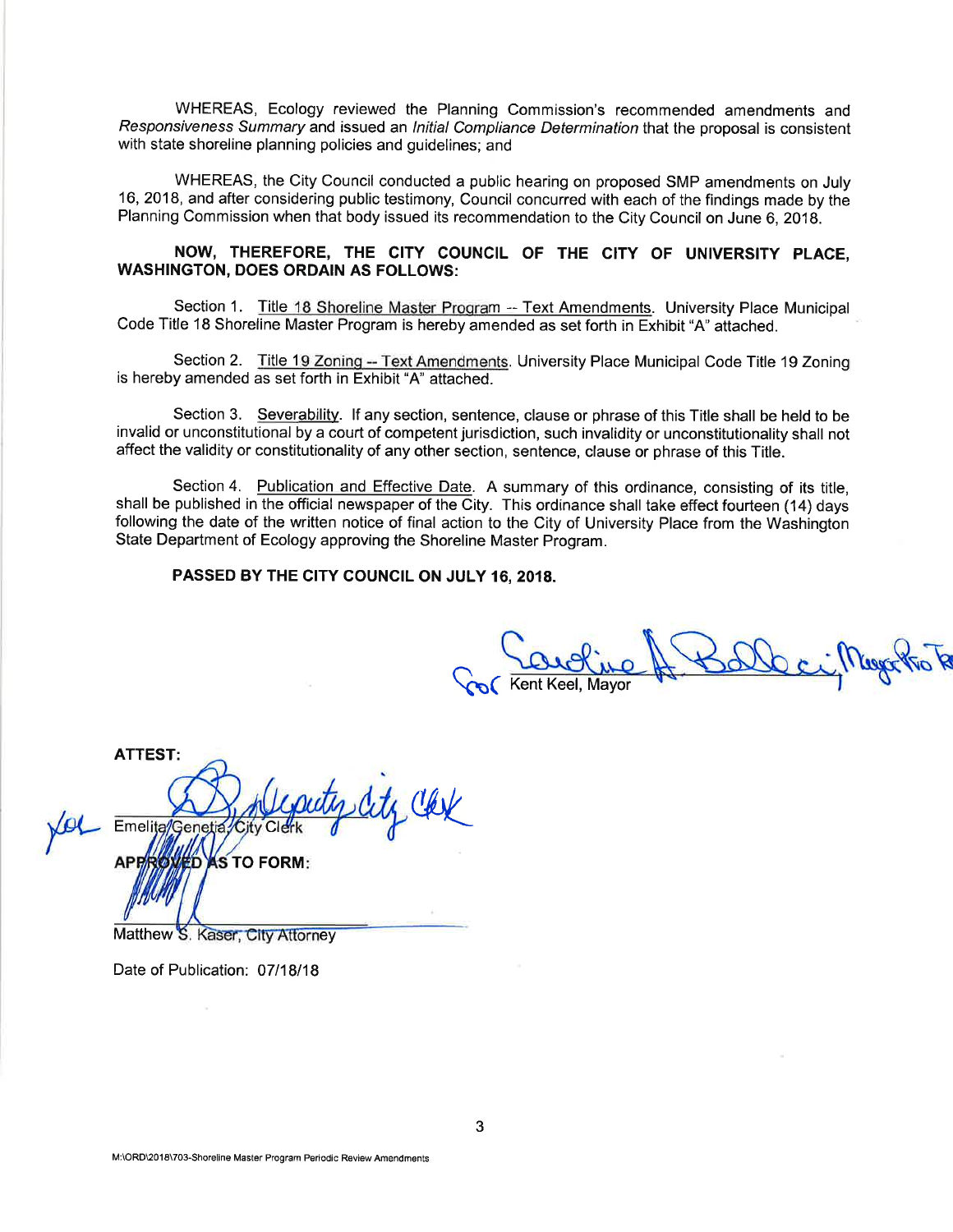WHEREAS, Ecology reviewed the Planning Commission's recommended amendments and *Responsiveness Summary* and issued an *Initial Compliance Determination* that the proposal is consistent with state shoreline planning policies and guidelines; and

WHEREAS, the City Council conducted a public hearing on proposed SMP amendments on July 16, 2018, and after considering public testimony, Council concurred with each of the findings made by the Planning Commission when that body issued its recommendation to the City Council on June 6, 2018.

**NOW, THEREFORE, THE CITY COUNCIL OF THE CITY OF UNIVERSITY PLACE, WASHINGTON, DOES ORDAIN AS FOLLOWS:**

Section 1. Title 18 Shoreline Master Program -- Text Amendments. University Place Municipal Code Title 18 Shoreline Master Program is hereby amended as set forth in Exhibit "A" attached.

Section 2. Title 19 Zoning -- Text Amendments. University Place Municipal Code Title 19 Zoning is hereby amended as set forth in Exhibit "A" attached.

Section 3. Severability. If any section, sentence, clause or phrase of this Title shall be held to be invalid or unconstitutional by a court of competent jurisdiction, such invalidity or unconstitutionality shall not affect the validity or constitutionality of any other section, sentence, clause or phrase of this Title.

Section 4. Publication and Effective Date. A summary of this ordinance, consisting of its title, shall be published in the official newspaper of the City. This ordinance shall take effect fourteen (14) days following the date of the written notice of final action to the City of University Place from the Washington State Department of Ecology approving the Shoreline Master Program.

**PASSED BY THE CITY COUNCIL ON JULY 16, 2018.**

for Caroline A. Belleci, Mayor Pro Tem

Kent Keel, Mayor

**ATTEST:**

Deputy City Clerk

Emelita Genetia, City Clerk

**APPROVED AS TO FORM:**

Matthew S. Kaser, City Attorney

Date of Publication: 07/18/18

M:\ORD\2018\703-Shoreline Master Program Periodic Review Amendments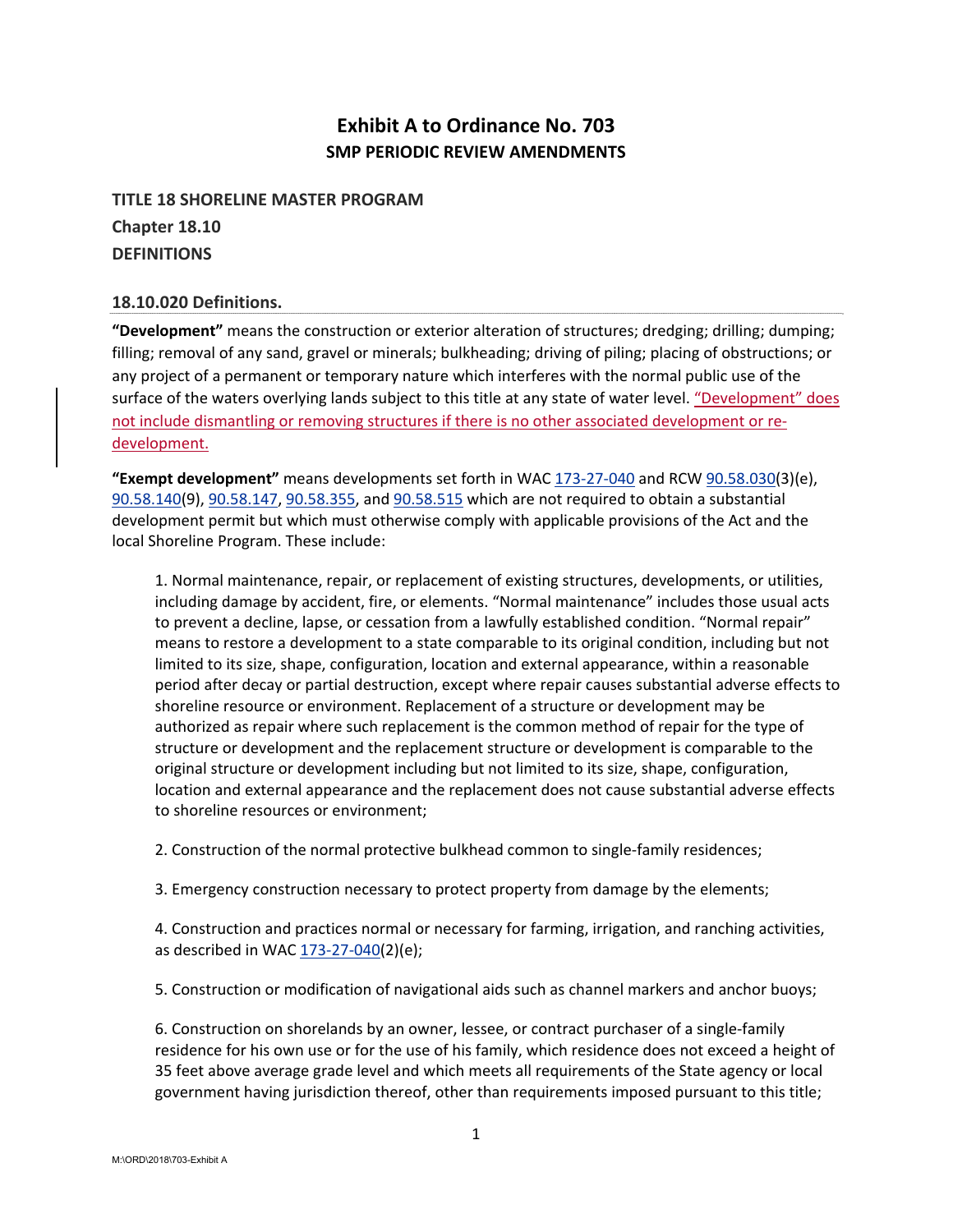# Exhibit A to Ordinance No. 703

## SMP PERIODIC REVIEW AMENDMENTS

**TITLE 18 SHORELINE MASTER PROGRAM**

**Chapter 18.10**

**DEFINITIONS**

### 18.10.020 Definitions.

**"Development"** means the construction or exterior alteration of structures; dredging; drilling; dumping; filling; removal of any sand, gravel or minerals; bulkheading; driving of piling; placing of obstructions; or any project of a permanent or temporary nature which interferes with the normal public use of the surface of the waters overlying lands subject to this title at any state of water level. "Development" does not include dismantling or removing structures if there is no other associated development or re-development.

**"Exempt development"** means developments set forth in WAC 173-27-040 and RCW 90.58.030(3)(e), 90.58.140(9), 90.58.147, 90.58.355, and 90.58.515 which are not required to obtain a substantial development permit but which must otherwise comply with applicable provisions of the Act and the local Shoreline Program. These include:

1. Normal maintenance, repair, or replacement of existing structures, developments, or utilities, including damage by accident, fire, or elements. "Normal maintenance" includes those usual acts to prevent a decline, lapse, or cessation from a lawfully established condition. "Normal repair" means to restore a development to a state comparable to its original condition, including but not limited to its size, shape, configuration, location and external appearance, within a reasonable period after decay or partial destruction, except where repair causes substantial adverse effects to shoreline resource or environment. Replacement of a structure or development may be authorized as repair where such replacement is the common method of repair for the type of structure or development and the replacement structure or development is comparable to the original structure or development including but not limited to its size, shape, configuration, location and external appearance and the replacement does not cause substantial adverse effects to shoreline resources or environment;

2. Construction of the normal protective bulkhead common to single-family residences;

3. Emergency construction necessary to protect property from damage by the elements;

4. Construction and practices normal or necessary for farming, irrigation, and ranching activities, as described in WAC 173-27-040(2)(e);

5. Construction or modification of navigational aids such as channel markers and anchor buoys;

6. Construction on shorelands by an owner, lessee, or contract purchaser of a single-family residence for his own use or for the use of his family, which residence does not exceed a height of 35 feet above average grade level and which meets all requirements of the State agency or local government having jurisdiction thereof, other than requirements imposed pursuant to this title;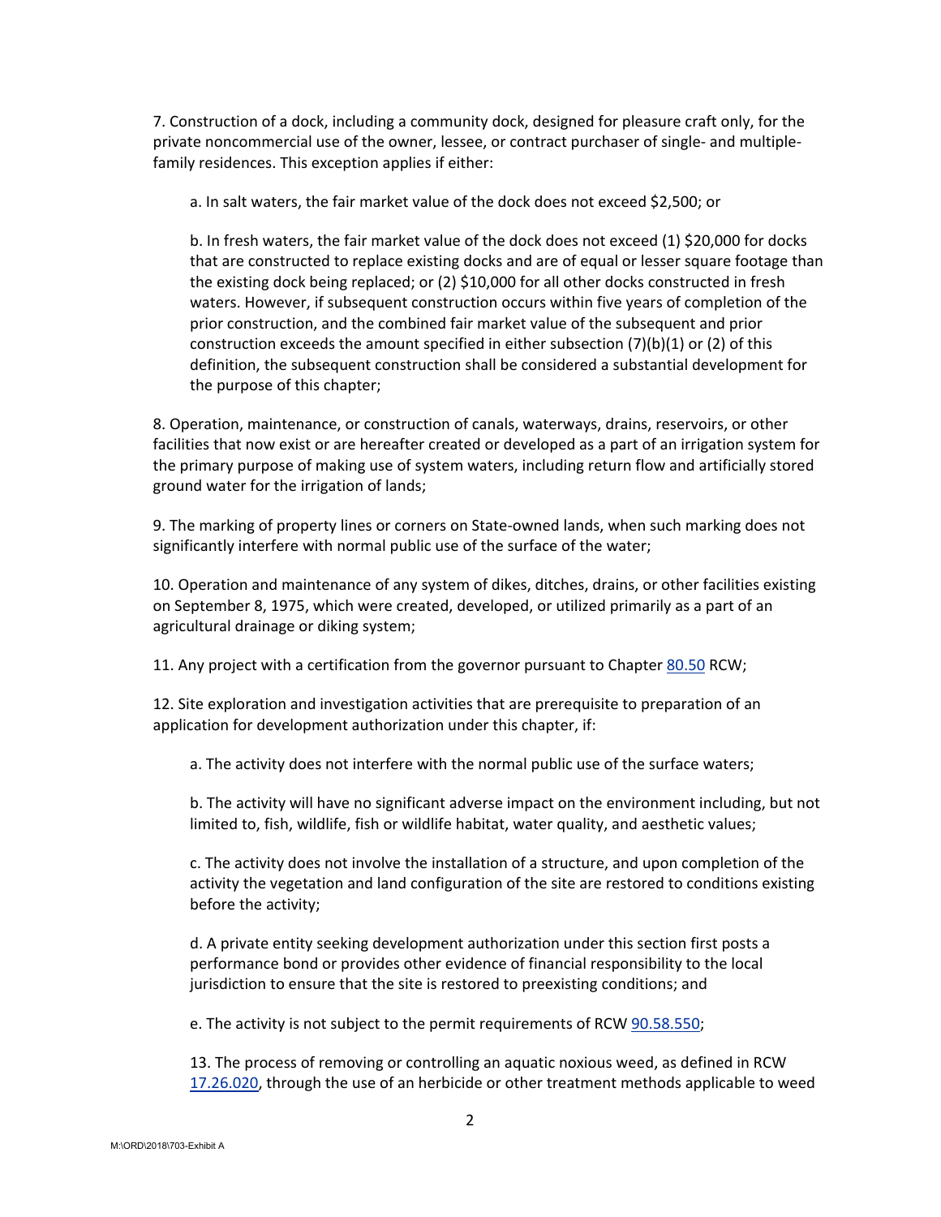7. Construction of a dock, including a community dock, designed for pleasure craft only, for the private noncommercial use of the owner, lessee, or contract purchaser of single- and multiple-family residences. This exception applies if either:

   a. In salt waters, the fair market value of the dock does not exceed $2,500; or

   b. In fresh waters, the fair market value of the dock does not exceed (1) $20,000 for docks that are constructed to replace existing docks and are of equal or lesser square footage than the existing dock being replaced; or (2) $10,000 for all other docks constructed in fresh waters. However, if subsequent construction occurs within five years of completion of the prior construction, and the combined fair market value of the subsequent and prior construction exceeds the amount specified in either subsection (7)(b)(1) or (2) of this definition, the subsequent construction shall be considered a substantial development for the purpose of this chapter;

8. Operation, maintenance, or construction of canals, waterways, drains, reservoirs, or other facilities that now exist or are hereafter created or developed as a part of an irrigation system for the primary purpose of making use of system waters, including return flow and artificially stored ground water for the irrigation of lands;

9. The marking of property lines or corners on State-owned lands, when such marking does not significantly interfere with normal public use of the surface of the water;

10. Operation and maintenance of any system of dikes, ditches, drains, or other facilities existing on September 8, 1975, which were created, developed, or utilized primarily as a part of an agricultural drainage or diking system;

11. Any project with a certification from the governor pursuant to Chapter [80.50](80.50) RCW;

12. Site exploration and investigation activities that are prerequisite to preparation of an application for development authorization under this chapter, if:

   a. The activity does not interfere with the normal public use of the surface waters;

   b. The activity will have no significant adverse impact on the environment including, but not limited to, fish, wildlife, fish or wildlife habitat, water quality, and aesthetic values;

   c. The activity does not involve the installation of a structure, and upon completion of the activity the vegetation and land configuration of the site are restored to conditions existing before the activity;

   d. A private entity seeking development authorization under this section first posts a performance bond or provides other evidence of financial responsibility to the local jurisdiction to ensure that the site is restored to preexisting conditions; and

   e. The activity is not subject to the permit requirements of RCW [90.58.550](90.58.550);

13. The process of removing or controlling an aquatic noxious weed, as defined in RCW [17.26.020](17.26.020), through the use of an herbicide or other treatment methods applicable to weed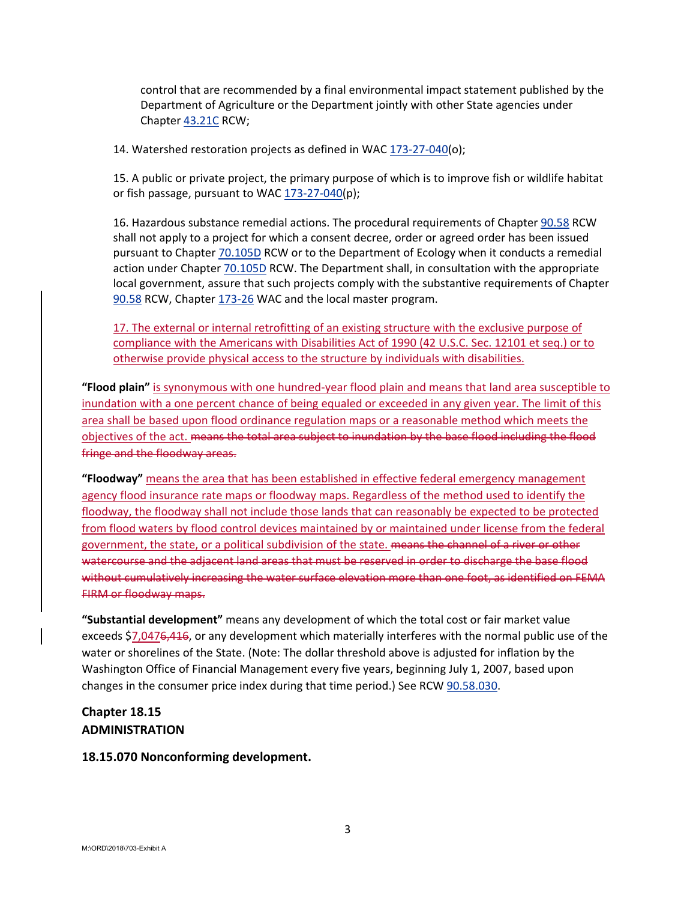control that are recommended by a final environmental impact statement published by the Department of Agriculture or the Department jointly with other State agencies under Chapter 43.21C RCW;

14. Watershed restoration projects as defined in WAC 173-27-040(o);

15. A public or private project, the primary purpose of which is to improve fish or wildlife habitat or fish passage, pursuant to WAC 173-27-040(p);

16. Hazardous substance remedial actions. The procedural requirements of Chapter 90.58 RCW shall not apply to a project for which a consent decree, order or agreed order has been issued pursuant to Chapter 70.105D RCW or to the Department of Ecology when it conducts a remedial action under Chapter 70.105D RCW. The Department shall, in consultation with the appropriate local government, assure that such projects comply with the substantive requirements of Chapter 90.58 RCW, Chapter 173-26 WAC and the local master program.

<u>17. The external or internal retrofitting of an existing structure with the exclusive purpose of compliance with the Americans with Disabilities Act of 1990 (42 U.S.C. Sec. 12101 et seq.) or to otherwise provide physical access to the structure by individuals with disabilities.</u>

**"Flood plain"** <u>is synonymous with one hundred-year flood plain and means that land area susceptible to inundation with a one percent chance of being equaled or exceeded in any given year. The limit of this area shall be based upon flood ordinance regulation maps or a reasonable method which meets the objectives of the act.</u> ~~means the total area subject to inundation by the base flood including the flood fringe and the floodway areas.~~

**"Floodway"** <u>means the area that has been established in effective federal emergency management agency flood insurance rate maps or floodway maps. Regardless of the method used to identify the floodway, the floodway shall not include those lands that can reasonably be expected to be protected from flood waters by flood control devices maintained by or maintained under license from the federal government, the state, or a political subdivision of the state.</u> ~~means the channel of a river or other watercourse and the adjacent land areas that must be reserved in order to discharge the base flood without cumulatively increasing the water surface elevation more than one foot, as identified on FEMA FIRM or floodway maps.~~

**"Substantial development"** means any development of which the total cost or fair market value exceeds $<u>7,047</u>~~6,416~~, or any development which materially interferes with the normal public use of the water or shorelines of the State. (Note: The dollar threshold above is adjusted for inflation by the Washington Office of Financial Management every five years, beginning July 1, 2007, based upon changes in the consumer price index during that time period.) See RCW 90.58.030.

## Chapter 18.15
## ADMINISTRATION

### 18.15.070 Nonconforming development.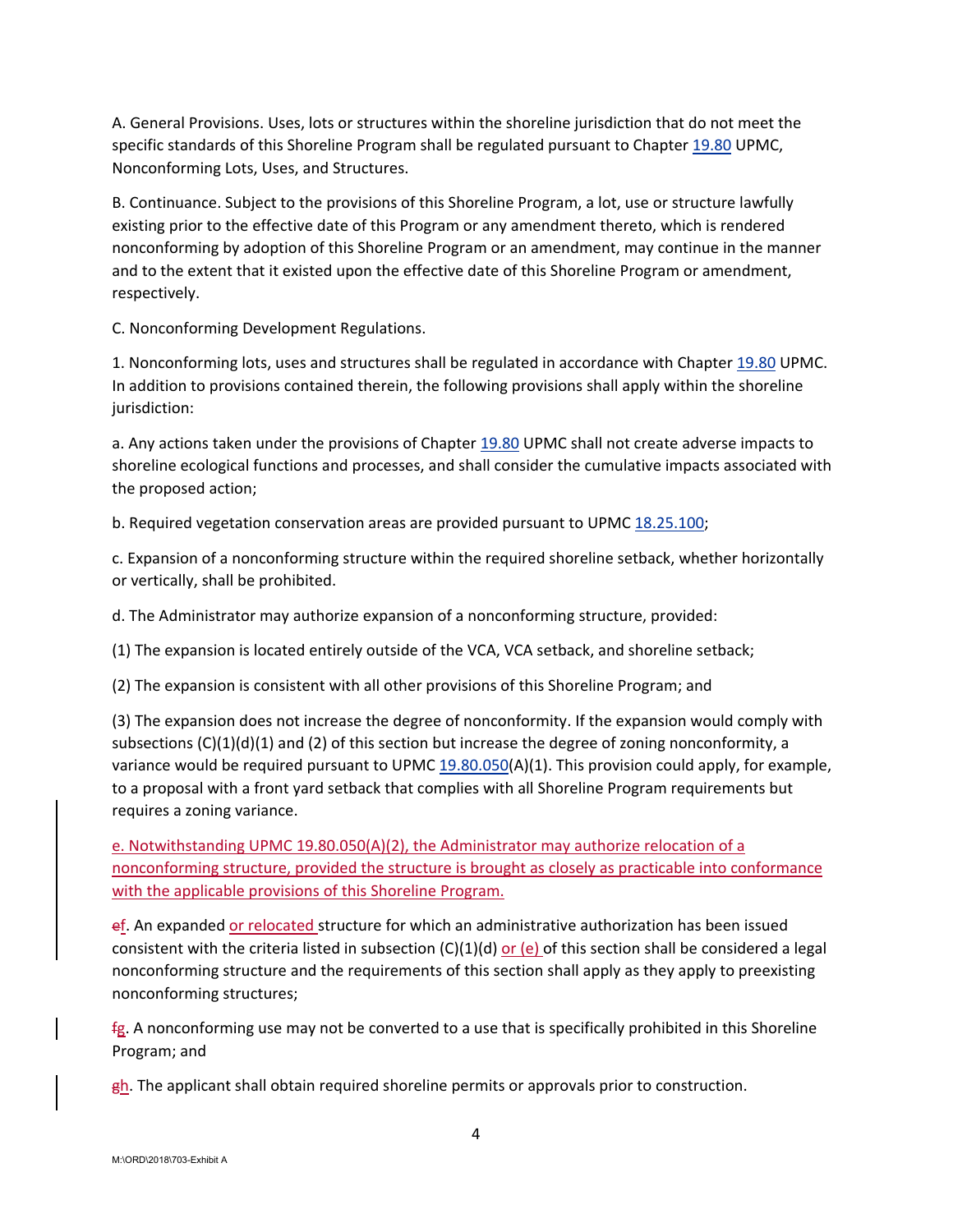A. General Provisions. Uses, lots or structures within the shoreline jurisdiction that do not meet the specific standards of this Shoreline Program shall be regulated pursuant to Chapter 19.80 UPMC, Nonconforming Lots, Uses, and Structures.

B. Continuance. Subject to the provisions of this Shoreline Program, a lot, use or structure lawfully existing prior to the effective date of this Program or any amendment thereto, which is rendered nonconforming by adoption of this Shoreline Program or an amendment, may continue in the manner and to the extent that it existed upon the effective date of this Shoreline Program or amendment, respectively.

C. Nonconforming Development Regulations.

1. Nonconforming lots, uses and structures shall be regulated in accordance with Chapter 19.80 UPMC. In addition to provisions contained therein, the following provisions shall apply within the shoreline jurisdiction:

a. Any actions taken under the provisions of Chapter 19.80 UPMC shall not create adverse impacts to shoreline ecological functions and processes, and shall consider the cumulative impacts associated with the proposed action;

b. Required vegetation conservation areas are provided pursuant to UPMC 18.25.100;

c. Expansion of a nonconforming structure within the required shoreline setback, whether horizontally or vertically, shall be prohibited.

d. The Administrator may authorize expansion of a nonconforming structure, provided:

(1) The expansion is located entirely outside of the VCA, VCA setback, and shoreline setback;

(2) The expansion is consistent with all other provisions of this Shoreline Program; and

(3) The expansion does not increase the degree of nonconformity. If the expansion would comply with subsections (C)(1)(d)(1) and (2) of this section but increase the degree of zoning nonconformity, a variance would be required pursuant to UPMC 19.80.050(A)(1). This provision could apply, for example, to a proposal with a front yard setback that complies with all Shoreline Program requirements but requires a zoning variance.

e. Notwithstanding UPMC 19.80.050(A)(2), the Administrator may authorize relocation of a nonconforming structure, provided the structure is brought as closely as practicable into conformance with the applicable provisions of this Shoreline Program.

~~e~~f. An expanded or relocated structure for which an administrative authorization has been issued consistent with the criteria listed in subsection (C)(1)(d) or (e) of this section shall be considered a legal nonconforming structure and the requirements of this section shall apply as they apply to preexisting nonconforming structures;

~~f~~g. A nonconforming use may not be converted to a use that is specifically prohibited in this Shoreline Program; and

~~g~~h. The applicant shall obtain required shoreline permits or approvals prior to construction.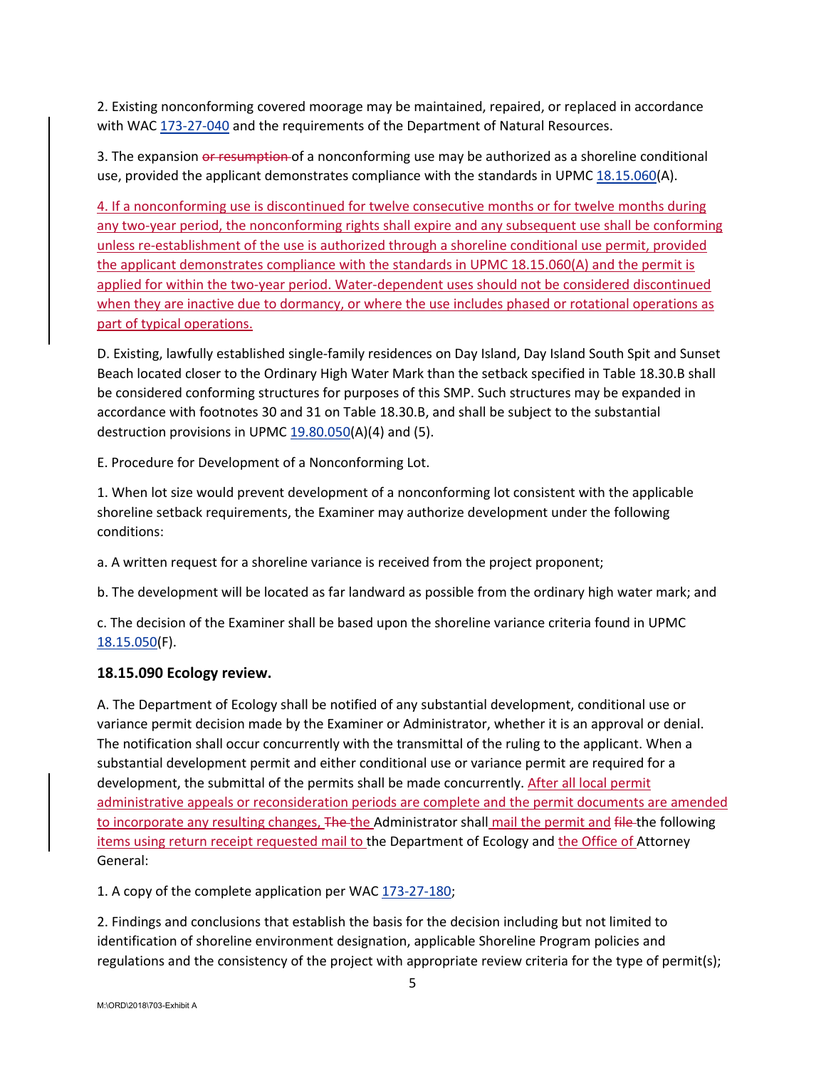2. Existing nonconforming covered moorage may be maintained, repaired, or replaced in accordance with WAC 173-27-040 and the requirements of the Department of Natural Resources.

3. The expansion ~~or resumption~~ of a nonconforming use may be authorized as a shoreline conditional use, provided the applicant demonstrates compliance with the standards in UPMC 18.15.060(A).

4. If a nonconforming use is discontinued for twelve consecutive months or for twelve months during any two-year period, the nonconforming rights shall expire and any subsequent use shall be conforming unless re-establishment of the use is authorized through a shoreline conditional use permit, provided the applicant demonstrates compliance with the standards in UPMC 18.15.060(A) and the permit is applied for within the two-year period. Water-dependent uses should not be considered discontinued when they are inactive due to dormancy, or where the use includes phased or rotational operations as part of typical operations.

D. Existing, lawfully established single-family residences on Day Island, Day Island South Spit and Sunset Beach located closer to the Ordinary High Water Mark than the setback specified in Table 18.30.B shall be considered conforming structures for purposes of this SMP. Such structures may be expanded in accordance with footnotes 30 and 31 on Table 18.30.B, and shall be subject to the substantial destruction provisions in UPMC 19.80.050(A)(4) and (5).

E. Procedure for Development of a Nonconforming Lot.

1. When lot size would prevent development of a nonconforming lot consistent with the applicable shoreline setback requirements, the Examiner may authorize development under the following conditions:

a. A written request for a shoreline variance is received from the project proponent;

b. The development will be located as far landward as possible from the ordinary high water mark; and

c. The decision of the Examiner shall be based upon the shoreline variance criteria found in UPMC 18.15.050(F).

### 18.15.090 Ecology review.

A. The Department of Ecology shall be notified of any substantial development, conditional use or variance permit decision made by the Examiner or Administrator, whether it is an approval or denial. The notification shall occur concurrently with the transmittal of the ruling to the applicant. When a substantial development permit and either conditional use or variance permit are required for a development, the submittal of the permits shall be made concurrently. After all local permit administrative appeals or reconsideration periods are complete and the permit documents are amended to incorporate any resulting changes, ~~The~~ the Administrator shall mail the permit and ~~file~~ the following items using return receipt requested mail to the Department of Ecology and the Office of Attorney General:

1. A copy of the complete application per WAC 173-27-180;

2. Findings and conclusions that establish the basis for the decision including but not limited to identification of shoreline environment designation, applicable Shoreline Program policies and regulations and the consistency of the project with appropriate review criteria for the type of permit(s);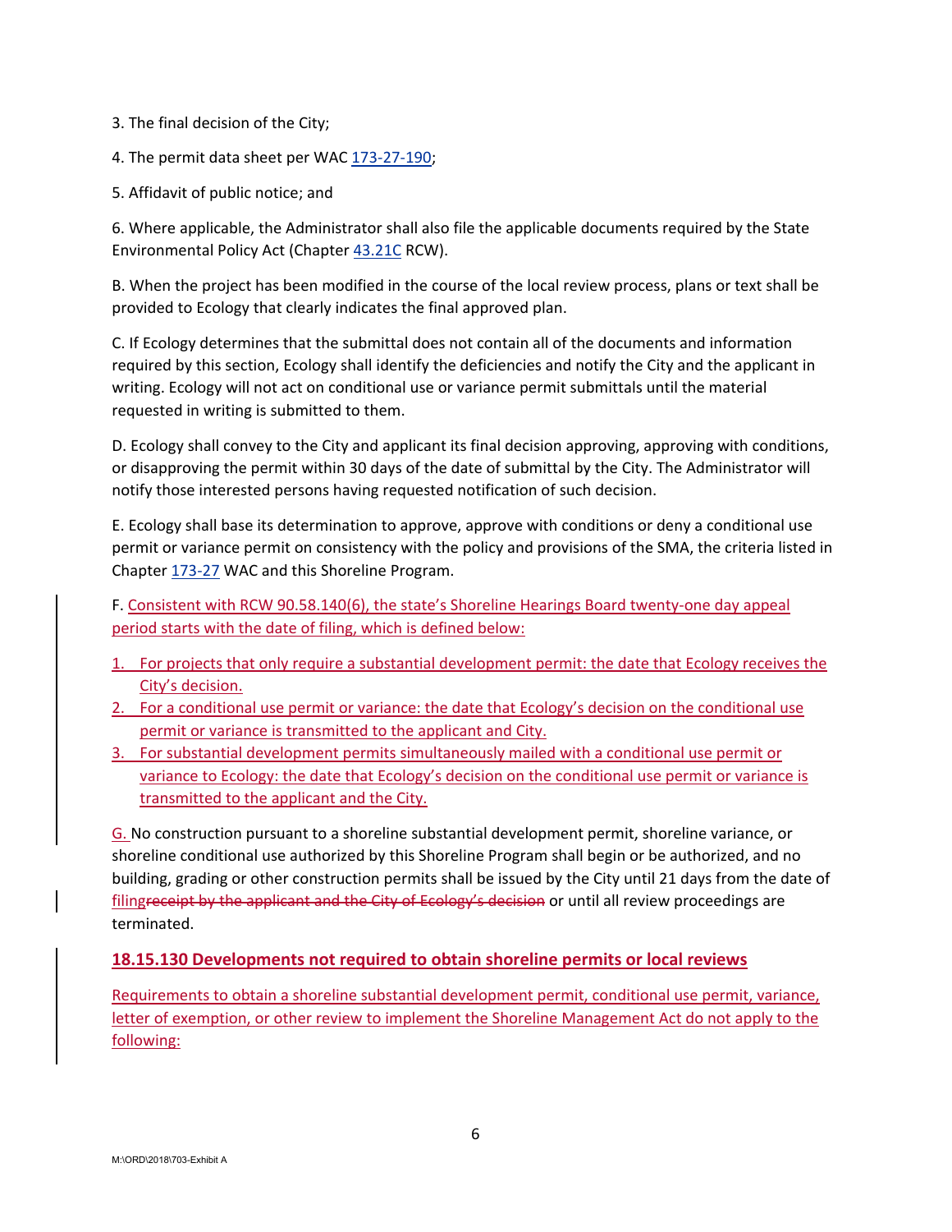3. The final decision of the City;

4. The permit data sheet per WAC 173-27-190;

5. Affidavit of public notice; and

6. Where applicable, the Administrator shall also file the applicable documents required by the State Environmental Policy Act (Chapter 43.21C RCW).

B. When the project has been modified in the course of the local review process, plans or text shall be provided to Ecology that clearly indicates the final approved plan.

C. If Ecology determines that the submittal does not contain all of the documents and information required by this section, Ecology shall identify the deficiencies and notify the City and the applicant in writing. Ecology will not act on conditional use or variance permit submittals until the material requested in writing is submitted to them.

D. Ecology shall convey to the City and applicant its final decision approving, approving with conditions, or disapproving the permit within 30 days of the date of submittal by the City. The Administrator will notify those interested persons having requested notification of such decision.

E. Ecology shall base its determination to approve, approve with conditions or deny a conditional use permit or variance permit on consistency with the policy and provisions of the SMA, the criteria listed in Chapter 173-27 WAC and this Shoreline Program.

F. Consistent with RCW 90.58.140(6), the state's Shoreline Hearings Board twenty-one day appeal period starts with the date of filing, which is defined below:

1. For projects that only require a substantial development permit: the date that Ecology receives the City's decision.
2. For a conditional use permit or variance: the date that Ecology's decision on the conditional use permit or variance is transmitted to the applicant and City.
3. For substantial development permits simultaneously mailed with a conditional use permit or variance to Ecology: the date that Ecology's decision on the conditional use permit or variance is transmitted to the applicant and the City.

G. No construction pursuant to a shoreline substantial development permit, shoreline variance, or shoreline conditional use authorized by this Shoreline Program shall begin or be authorized, and no building, grading or other construction permits shall be issued by the City until 21 days from the date of filing~~receipt by the applicant and the City of Ecology's decision~~ or until all review proceedings are terminated.

### 18.15.130 Developments not required to obtain shoreline permits or local reviews

Requirements to obtain a shoreline substantial development permit, conditional use permit, variance, letter of exemption, or other review to implement the Shoreline Management Act do not apply to the following:

M:\ORD\2018\703-Exhibit A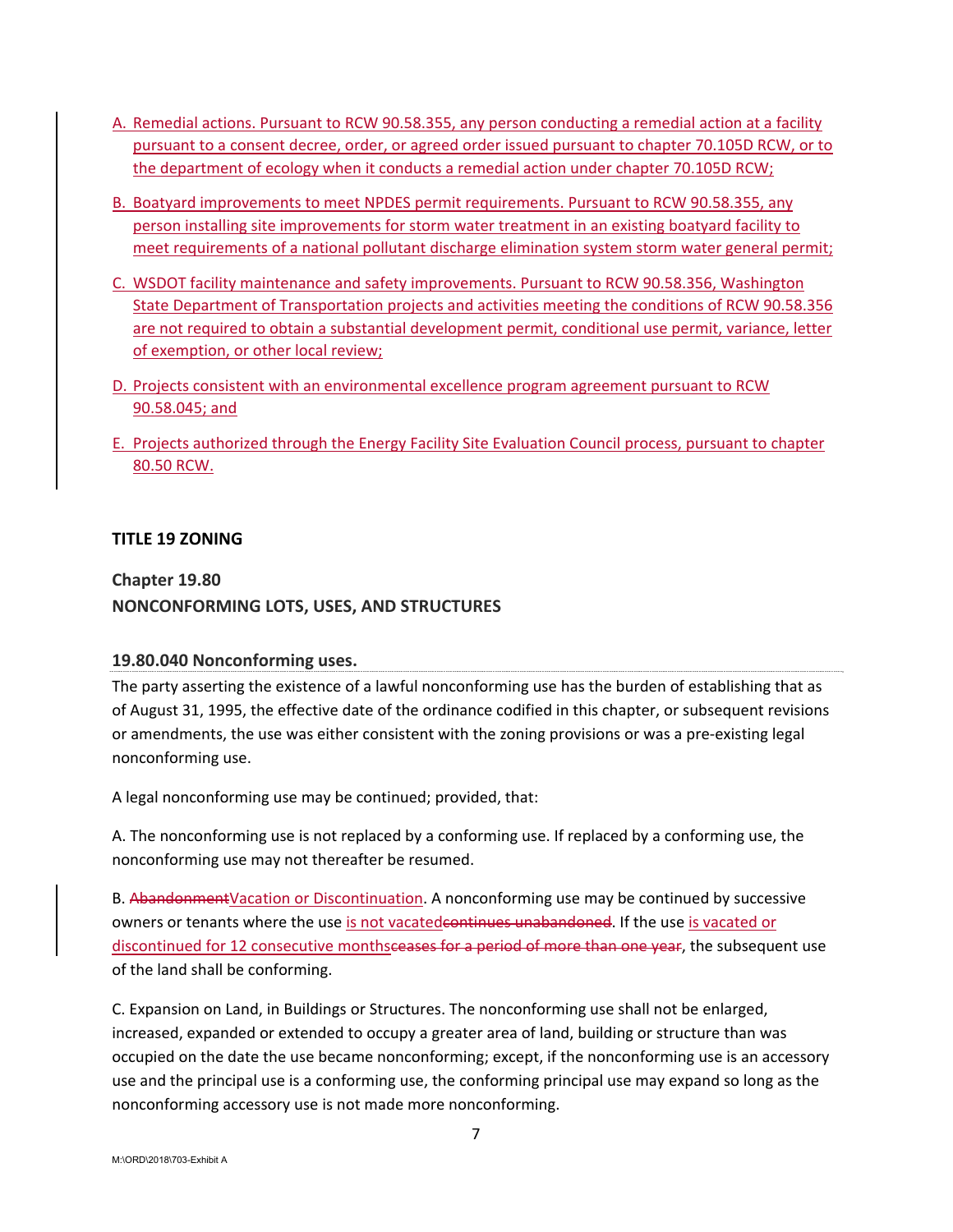A. Remedial actions. Pursuant to RCW 90.58.355, any person conducting a remedial action at a facility pursuant to a consent decree, order, or agreed order issued pursuant to chapter 70.105D RCW, or to the department of ecology when it conducts a remedial action under chapter 70.105D RCW;

B. Boatyard improvements to meet NPDES permit requirements. Pursuant to RCW 90.58.355, any person installing site improvements for storm water treatment in an existing boatyard facility to meet requirements of a national pollutant discharge elimination system storm water general permit;

C. WSDOT facility maintenance and safety improvements. Pursuant to RCW 90.58.356, Washington State Department of Transportation projects and activities meeting the conditions of RCW 90.58.356 are not required to obtain a substantial development permit, conditional use permit, variance, letter of exemption, or other local review;

D. Projects consistent with an environmental excellence program agreement pursuant to RCW 90.58.045; and

E. Projects authorized through the Energy Facility Site Evaluation Council process, pursuant to chapter 80.50 RCW.

## TITLE 19 ZONING

### Chapter 19.80
### NONCONFORMING LOTS, USES, AND STRUCTURES

#### 19.80.040 Nonconforming uses.

The party asserting the existence of a lawful nonconforming use has the burden of establishing that as of August 31, 1995, the effective date of the ordinance codified in this chapter, or subsequent revisions or amendments, the use was either consistent with the zoning provisions or was a pre-existing legal nonconforming use.

A legal nonconforming use may be continued; provided, that:

A. The nonconforming use is not replaced by a conforming use. If replaced by a conforming use, the nonconforming use may not thereafter be resumed.

B. ~~Abandonment~~Vacation or Discontinuation. A nonconforming use may be continued by successive owners or tenants where the use is not vacated~~continues unabandoned~~. If the use is vacated or discontinued for 12 consecutive months~~ceases for a period of more than one year~~, the subsequent use of the land shall be conforming.

C. Expansion on Land, in Buildings or Structures. The nonconforming use shall not be enlarged, increased, expanded or extended to occupy a greater area of land, building or structure than was occupied on the date the use became nonconforming; except, if the nonconforming use is an accessory use and the principal use is a conforming use, the conforming principal use may expand so long as the nonconforming accessory use is not made more nonconforming.

M:\ORD\2018\703-Exhibit A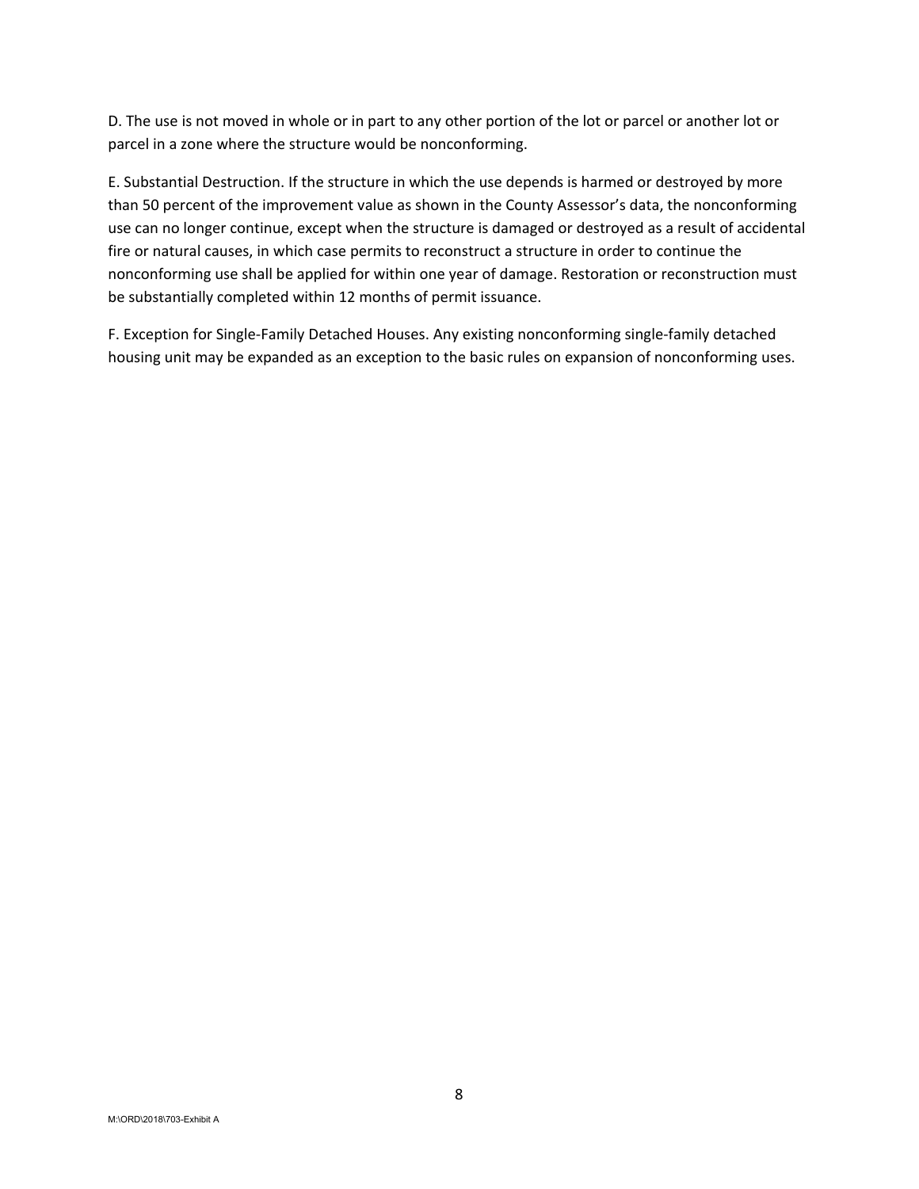D. The use is not moved in whole or in part to any other portion of the lot or parcel or another lot or parcel in a zone where the structure would be nonconforming.

E. Substantial Destruction. If the structure in which the use depends is harmed or destroyed by more than 50 percent of the improvement value as shown in the County Assessor's data, the nonconforming use can no longer continue, except when the structure is damaged or destroyed as a result of accidental fire or natural causes, in which case permits to reconstruct a structure in order to continue the nonconforming use shall be applied for within one year of damage. Restoration or reconstruction must be substantially completed within 12 months of permit issuance.

F. Exception for Single-Family Detached Houses. Any existing nonconforming single-family detached housing unit may be expanded as an exception to the basic rules on expansion of nonconforming uses.